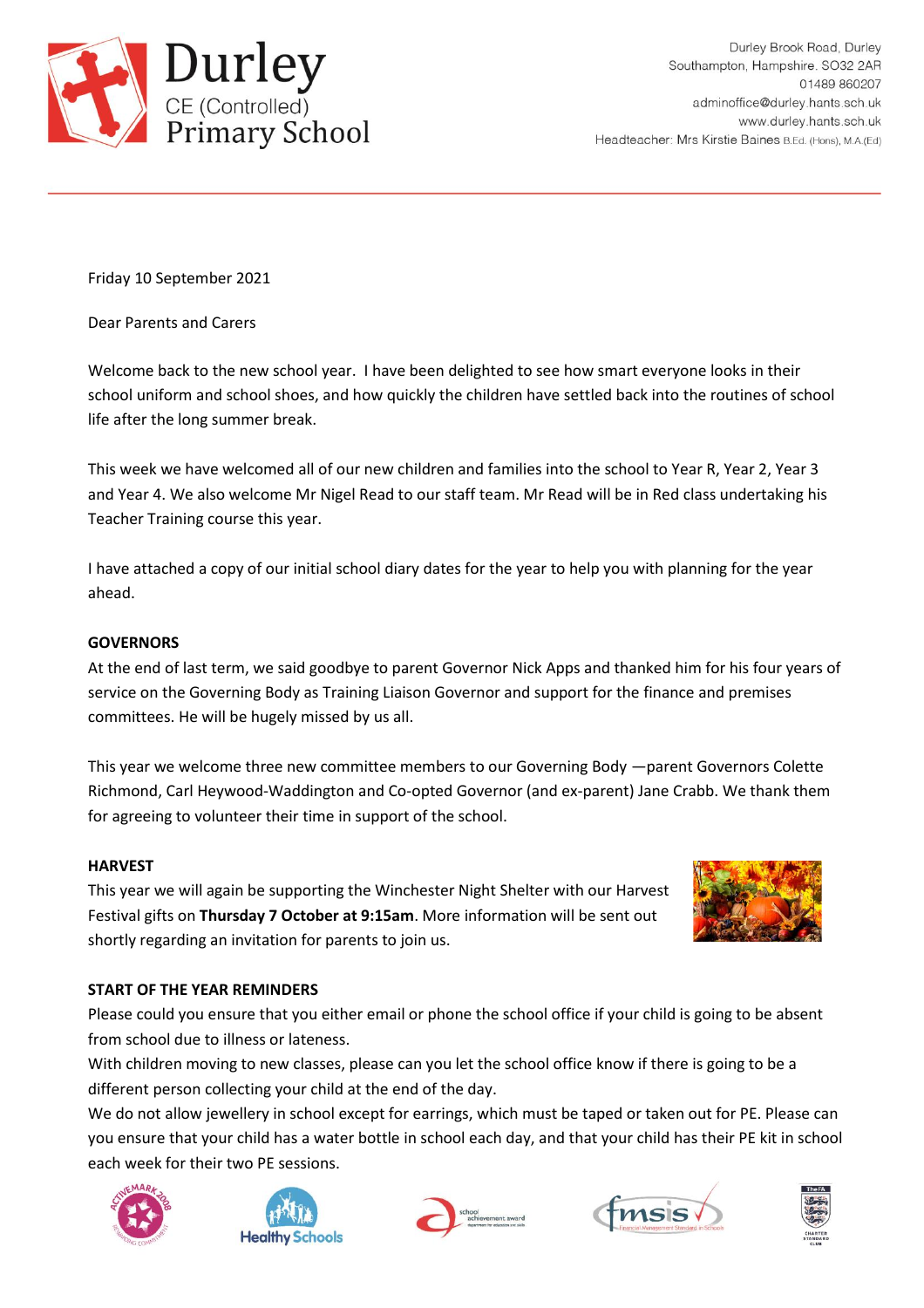# Durley
CE (Controlled)
Primary School

Durley Brook Road, Durley
Southampton, Hampshire. SO32 2AR
01489 860207
adminoffice@durley.hants.sch.uk
www.durley.hants.sch.uk
Headteacher: Mrs Kirstie Baines B.Ed. (Hons), M.A.(Ed)

Friday 10 September 2021

Dear Parents and Carers

Welcome back to the new school year. I have been delighted to see how smart everyone looks in their school uniform and school shoes, and how quickly the children have settled back into the routines of school life after the long summer break.

This week we have welcomed all of our new children and families into the school to Year R, Year 2, Year 3 and Year 4. We also welcome Mr Nigel Read to our staff team. Mr Read will be in Red class undertaking his Teacher Training course this year.

I have attached a copy of our initial school diary dates for the year to help you with planning for the year ahead.

**GOVERNORS**

At the end of last term, we said goodbye to parent Governor Nick Apps and thanked him for his four years of service on the Governing Body as Training Liaison Governor and support for the finance and premises committees. He will be hugely missed by us all.

This year we welcome three new committee members to our Governing Body —parent Governors Colette Richmond, Carl Heywood-Waddington and Co-opted Governor (and ex-parent) Jane Crabb. We thank them for agreeing to volunteer their time in support of the school.

**HARVEST**

This year we will again be supporting the Winchester Night Shelter with our Harvest Festival gifts on **Thursday 7 October at 9:15am**. More information will be sent out shortly regarding an invitation for parents to join us.

**START OF THE YEAR REMINDERS**

Please could you ensure that you either email or phone the school office if your child is going to be absent from school due to illness or lateness.

With children moving to new classes, please can you let the school office know if there is going to be a different person collecting your child at the end of the day.

We do not allow jewellery in school except for earrings, which must be taped or taken out for PE. Please can you ensure that your child has a water bottle in school each day, and that your child has their PE kit in school each week for their two PE sessions.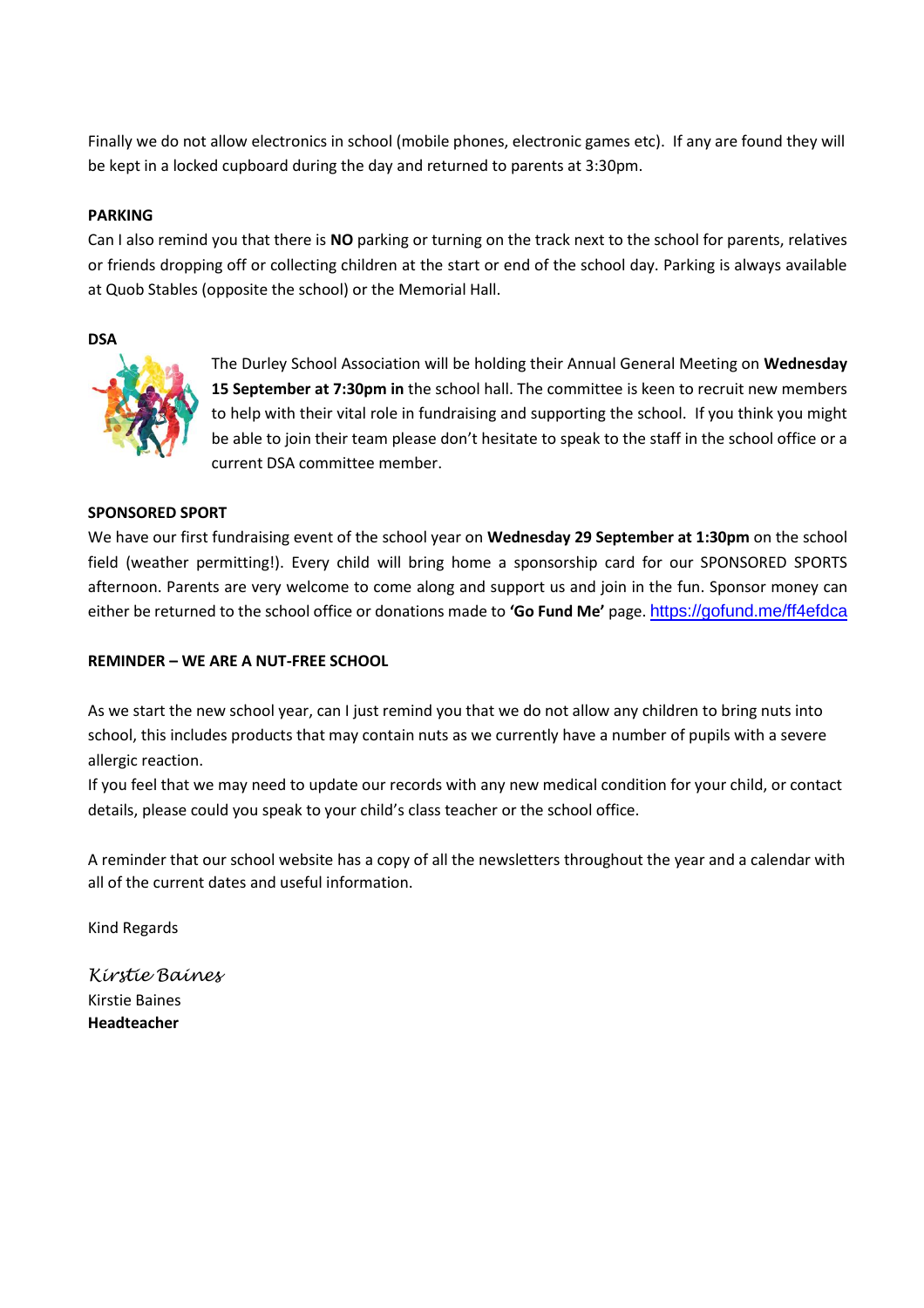Finally we do not allow electronics in school (mobile phones, electronic games etc). If any are found they will be kept in a locked cupboard during the day and returned to parents at 3:30pm.

**PARKING**

Can I also remind you that there is **NO** parking or turning on the track next to the school for parents, relatives or friends dropping off or collecting children at the start or end of the school day. Parking is always available at Quob Stables (opposite the school) or the Memorial Hall.

**DSA**

The Durley School Association will be holding their Annual General Meeting on **Wednesday 15 September at 7:30pm in** the school hall. The committee is keen to recruit new members to help with their vital role in fundraising and supporting the school. If you think you might be able to join their team please don't hesitate to speak to the staff in the school office or a current DSA committee member.

**SPONSORED SPORT**

We have our first fundraising event of the school year on **Wednesday 29 September at 1:30pm** on the school field (weather permitting!). Every child will bring home a sponsorship card for our SPONSORED SPORTS afternoon. Parents are very welcome to come along and support us and join in the fun. Sponsor money can either be returned to the school office or donations made to **'Go Fund Me'** page. https://gofund.me/ff4efdca

**REMINDER – WE ARE A NUT-FREE SCHOOL**

As we start the new school year, can I just remind you that we do not allow any children to bring nuts into school, this includes products that may contain nuts as we currently have a number of pupils with a severe allergic reaction.

If you feel that we may need to update our records with any new medical condition for your child, or contact details, please could you speak to your child's class teacher or the school office.

A reminder that our school website has a copy of all the newsletters throughout the year and a calendar with all of the current dates and useful information.

Kind Regards

*Kirstie Baines*

Kirstie Baines

**Headteacher**